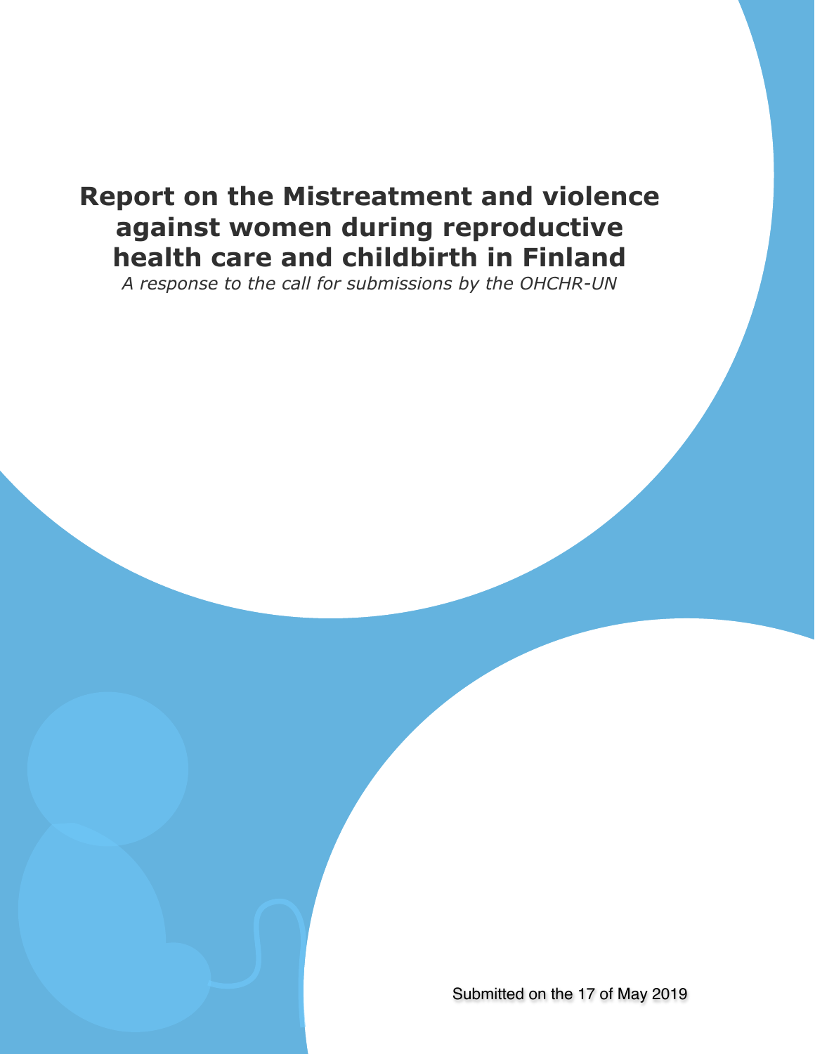# Report on the Mistreatment and violence against women during reproductive health care and childbirth in Finland

*A response to the call for submissions by the OHCHR-UN*

Submitted on the 17 of May 2019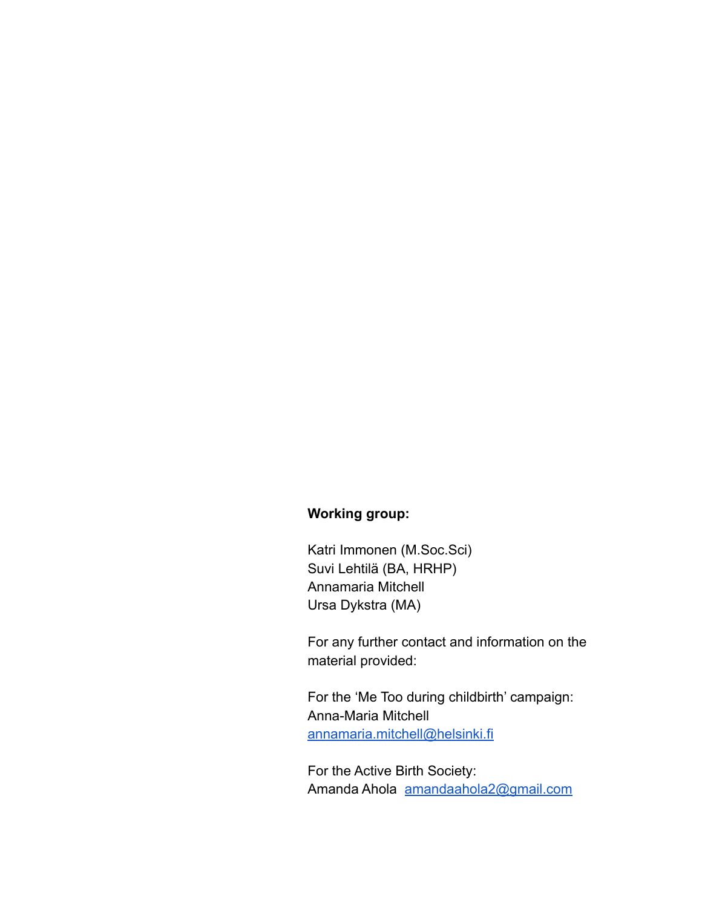**Working group:**

Katri Immonen (M.Soc.Sci)
Suvi Lehtilä (BA, HRHP)
Annamaria Mitchell
Ursa Dykstra (MA)

For any further contact and information on the material provided:

For the ‘Me Too during childbirth’ campaign:
Anna-Maria Mitchell
annamaria.mitchell@helsinki.fi

For the Active Birth Society:
Amanda Ahola amandaahola2@gmail.com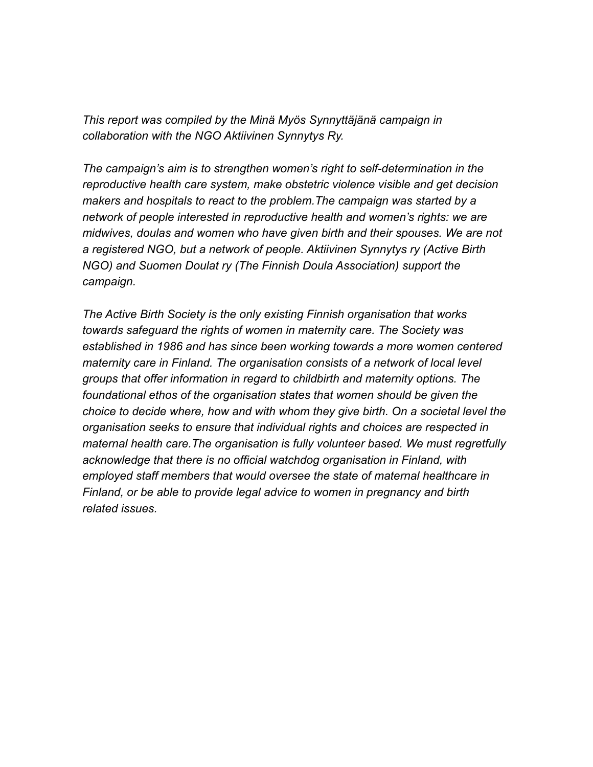*This report was compiled by the Minä Myös Synnyttäjänä campaign in collaboration with the NGO Aktiivinen Synnytys Ry.*

*The campaign's aim is to strengthen women's right to self-determination in the reproductive health care system, make obstetric violence visible and get decision makers and hospitals to react to the problem.The campaign was started by a network of people interested in reproductive health and women's rights: we are midwives, doulas and women who have given birth and their spouses. We are not a registered NGO, but a network of people. Aktiivinen Synnytys ry (Active Birth NGO) and Suomen Doulat ry (The Finnish Doula Association) support the campaign.*

*The Active Birth Society is the only existing Finnish organisation that works towards safeguard the rights of women in maternity care. The Society was established in 1986 and has since been working towards a more women centered maternity care in Finland. The organisation consists of a network of local level groups that offer information in regard to childbirth and maternity options. The foundational ethos of the organisation states that women should be given the choice to decide where, how and with whom they give birth. On a societal level the organisation seeks to ensure that individual rights and choices are respected in maternal health care.The organisation is fully volunteer based. We must regretfully acknowledge that there is no official watchdog organisation in Finland, with employed staff members that would oversee the state of maternal healthcare in Finland, or be able to provide legal advice to women in pregnancy and birth related issues.*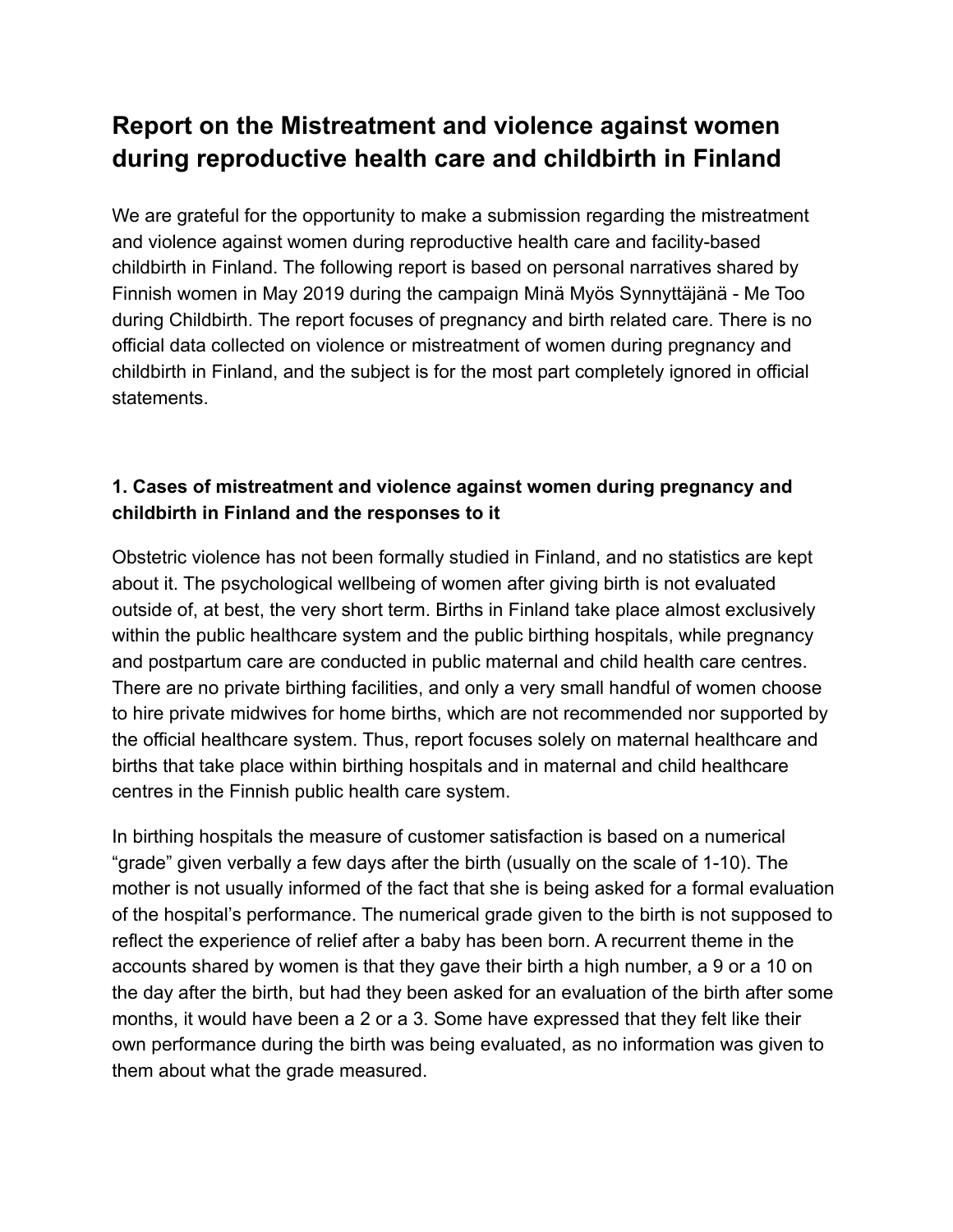# Report on the Mistreatment and violence against women during reproductive health care and childbirth in Finland

We are grateful for the opportunity to make a submission regarding the mistreatment and violence against women during reproductive health care and facility-based childbirth in Finland. The following report is based on personal narratives shared by Finnish women in May 2019 during the campaign Minä Myös Synnyttäjänä - Me Too during Childbirth. The report focuses of pregnancy and birth related care. There is no official data collected on violence or mistreatment of women during pregnancy and childbirth in Finland, and the subject is for the most part completely ignored in official statements.

### 1. Cases of mistreatment and violence against women during pregnancy and childbirth in Finland and the responses to it

Obstetric violence has not been formally studied in Finland, and no statistics are kept about it. The psychological wellbeing of women after giving birth is not evaluated outside of, at best, the very short term. Births in Finland take place almost exclusively within the public healthcare system and the public birthing hospitals, while pregnancy and postpartum care are conducted in public maternal and child health care centres. There are no private birthing facilities, and only a very small handful of women choose to hire private midwives for home births, which are not recommended nor supported by the official healthcare system. Thus, report focuses solely on maternal healthcare and births that take place within birthing hospitals and in maternal and child healthcare centres in the Finnish public health care system.

In birthing hospitals the measure of customer satisfaction is based on a numerical "grade" given verbally a few days after the birth (usually on the scale of 1-10). The mother is not usually informed of the fact that she is being asked for a formal evaluation of the hospital's performance. The numerical grade given to the birth is not supposed to reflect the experience of relief after a baby has been born. A recurrent theme in the accounts shared by women is that they gave their birth a high number, a 9 or a 10 on the day after the birth, but had they been asked for an evaluation of the birth after some months, it would have been a 2 or a 3. Some have expressed that they felt like their own performance during the birth was being evaluated, as no information was given to them about what the grade measured.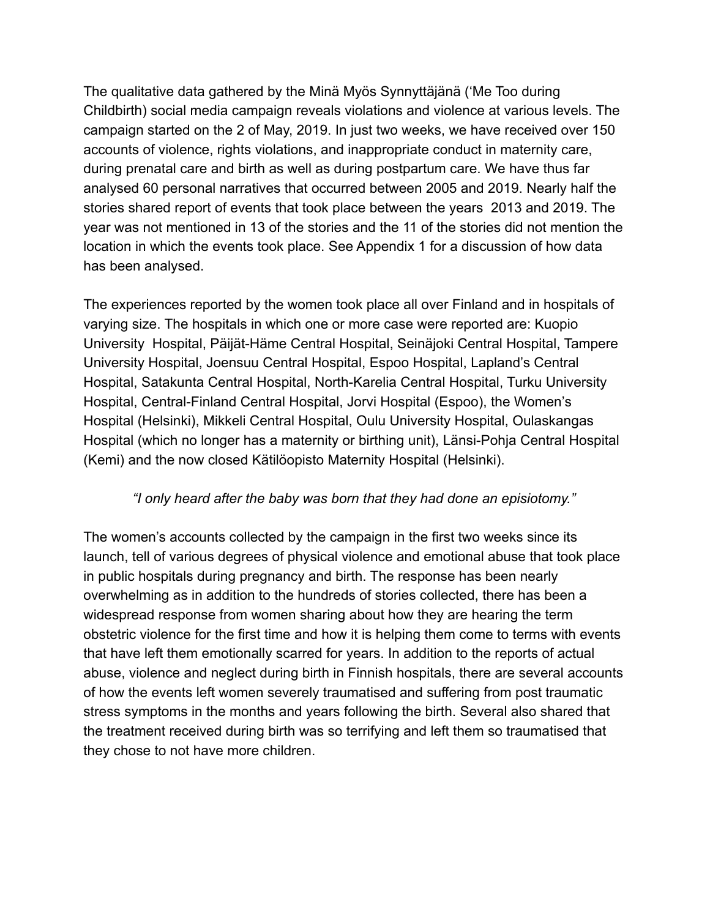The qualitative data gathered by the Minä Myös Synnyttäjänä ('Me Too during Childbirth) social media campaign reveals violations and violence at various levels. The campaign started on the 2 of May, 2019. In just two weeks, we have received over 150 accounts of violence, rights violations, and inappropriate conduct in maternity care, during prenatal care and birth as well as during postpartum care. We have thus far analysed 60 personal narratives that occurred between 2005 and 2019. Nearly half the stories shared report of events that took place between the years 2013 and 2019. The year was not mentioned in 13 of the stories and the 11 of the stories did not mention the location in which the events took place. See Appendix 1 for a discussion of how data has been analysed.

The experiences reported by the women took place all over Finland and in hospitals of varying size. The hospitals in which one or more case were reported are: Kuopio University Hospital, Päijät-Häme Central Hospital, Seinäjoki Central Hospital, Tampere University Hospital, Joensuu Central Hospital, Espoo Hospital, Lapland's Central Hospital, Satakunta Central Hospital, North-Karelia Central Hospital, Turku University Hospital, Central-Finland Central Hospital, Jorvi Hospital (Espoo), the Women's Hospital (Helsinki), Mikkeli Central Hospital, Oulu University Hospital, Oulaskangas Hospital (which no longer has a maternity or birthing unit), Länsi-Pohja Central Hospital (Kemi) and the now closed Kätilöopisto Maternity Hospital (Helsinki).

*"I only heard after the baby was born that they had done an episiotomy."*

The women's accounts collected by the campaign in the first two weeks since its launch, tell of various degrees of physical violence and emotional abuse that took place in public hospitals during pregnancy and birth. The response has been nearly overwhelming as in addition to the hundreds of stories collected, there has been a widespread response from women sharing about how they are hearing the term obstetric violence for the first time and how it is helping them come to terms with events that have left them emotionally scarred for years. In addition to the reports of actual abuse, violence and neglect during birth in Finnish hospitals, there are several accounts of how the events left women severely traumatised and suffering from post traumatic stress symptoms in the months and years following the birth. Several also shared that the treatment received during birth was so terrifying and left them so traumatised that they chose to not have more children.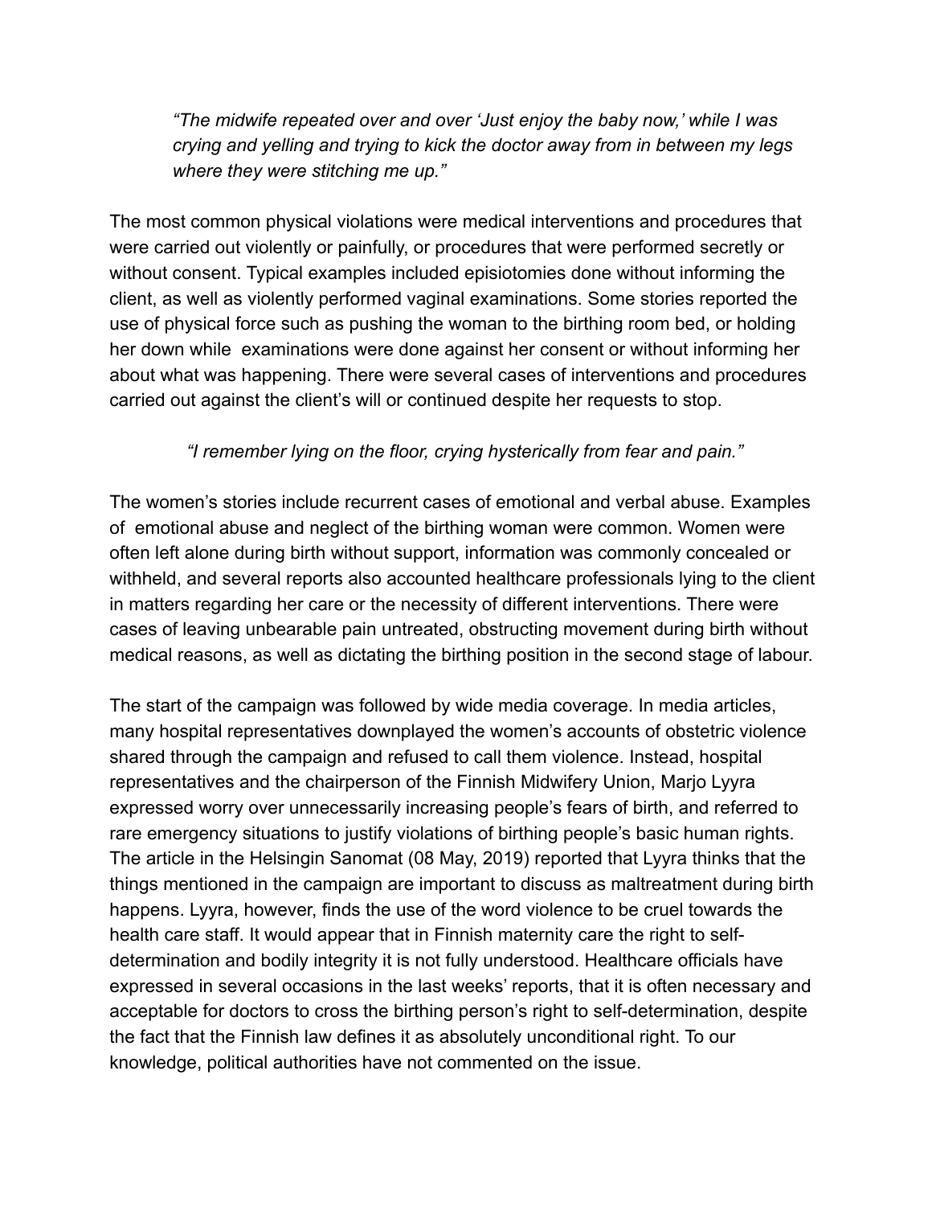> *"The midwife repeated over and over 'Just enjoy the baby now,' while I was crying and yelling and trying to kick the doctor away from in between my legs where they were stitching me up."*

The most common physical violations were medical interventions and procedures that were carried out violently or painfully, or procedures that were performed secretly or without consent. Typical examples included episiotomies done without informing the client, as well as violently performed vaginal examinations. Some stories reported the use of physical force such as pushing the woman to the birthing room bed, or holding her down while examinations were done against her consent or without informing her about what was happening. There were several cases of interventions and procedures carried out against the client's will or continued despite her requests to stop.

> *"I remember lying on the floor, crying hysterically from fear and pain."*

The women's stories include recurrent cases of emotional and verbal abuse. Examples of emotional abuse and neglect of the birthing woman were common. Women were often left alone during birth without support, information was commonly concealed or withheld, and several reports also accounted healthcare professionals lying to the client in matters regarding her care or the necessity of different interventions. There were cases of leaving unbearable pain untreated, obstructing movement during birth without medical reasons, as well as dictating the birthing position in the second stage of labour.

The start of the campaign was followed by wide media coverage. In media articles, many hospital representatives downplayed the women's accounts of obstetric violence shared through the campaign and refused to call them violence. Instead, hospital representatives and the chairperson of the Finnish Midwifery Union, Marjo Lyyra expressed worry over unnecessarily increasing people's fears of birth, and referred to rare emergency situations to justify violations of birthing people's basic human rights. The article in the Helsingin Sanomat (08 May, 2019) reported that Lyyra thinks that the things mentioned in the campaign are important to discuss as maltreatment during birth happens. Lyyra, however, finds the use of the word violence to be cruel towards the health care staff. It would appear that in Finnish maternity care the right to self-determination and bodily integrity it is not fully understood. Healthcare officials have expressed in several occasions in the last weeks' reports, that it is often necessary and acceptable for doctors to cross the birthing person's right to self-determination, despite the fact that the Finnish law defines it as absolutely unconditional right. To our knowledge, political authorities have not commented on the issue.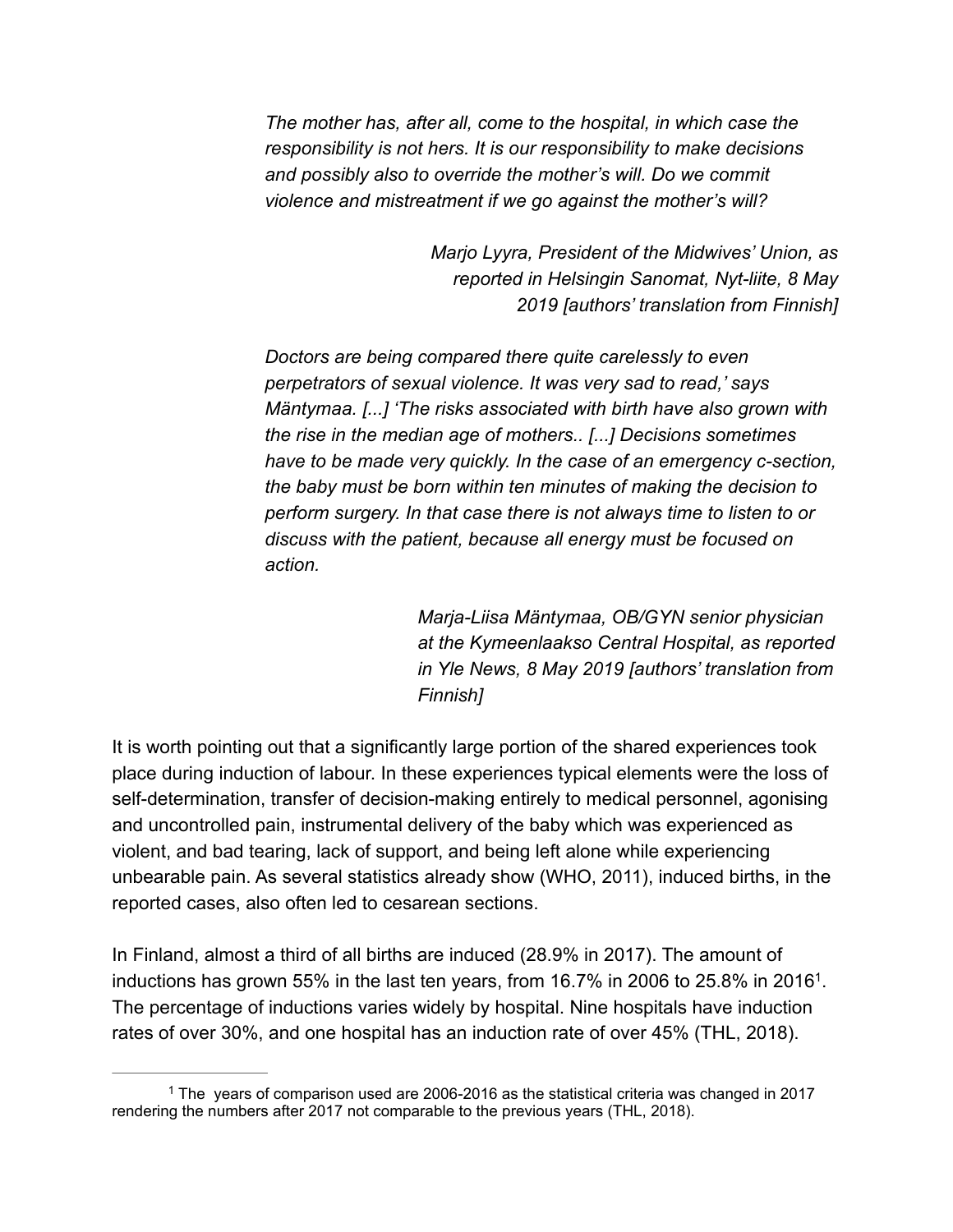> *The mother has, after all, come to the hospital, in which case the responsibility is not hers. It is our responsibility to make decisions and possibly also to override the mother's will. Do we commit violence and mistreatment if we go against the mother's will?*
>
> *Marjo Lyyra, President of the Midwives' Union, as reported in Helsingin Sanomat, Nyt-liite, 8 May 2019 [authors' translation from Finnish]*

> *Doctors are being compared there quite carelessly to even perpetrators of sexual violence. It was very sad to read,' says Mäntymaa. [...] 'The risks associated with birth have also grown with the rise in the median age of mothers.. [...] Decisions sometimes have to be made very quickly. In the case of an emergency c-section, the baby must be born within ten minutes of making the decision to perform surgery. In that case there is not always time to listen to or discuss with the patient, because all energy must be focused on action.*
>
> *Marja-Liisa Mäntymaa, OB/GYN senior physician at the Kymeenlaakso Central Hospital, as reported in Yle News, 8 May 2019 [authors' translation from Finnish]*

It is worth pointing out that a significantly large portion of the shared experiences took place during induction of labour. In these experiences typical elements were the loss of self-determination, transfer of decision-making entirely to medical personnel, agonising and uncontrolled pain, instrumental delivery of the baby which was experienced as violent, and bad tearing, lack of support, and being left alone while experiencing unbearable pain. As several statistics already show (WHO, 2011), induced births, in the reported cases, also often led to cesarean sections.

In Finland, almost a third of all births are induced (28.9% in 2017). The amount of inductions has grown 55% in the last ten years, from 16.7% in 2006 to 25.8% in 2016[1]. The percentage of inductions varies widely by hospital. Nine hospitals have induction rates of over 30%, and one hospital has an induction rate of over 45% (THL, 2018).

[1] The years of comparison used are 2006-2016 as the statistical criteria was changed in 2017 rendering the numbers after 2017 not comparable to the previous years (THL, 2018).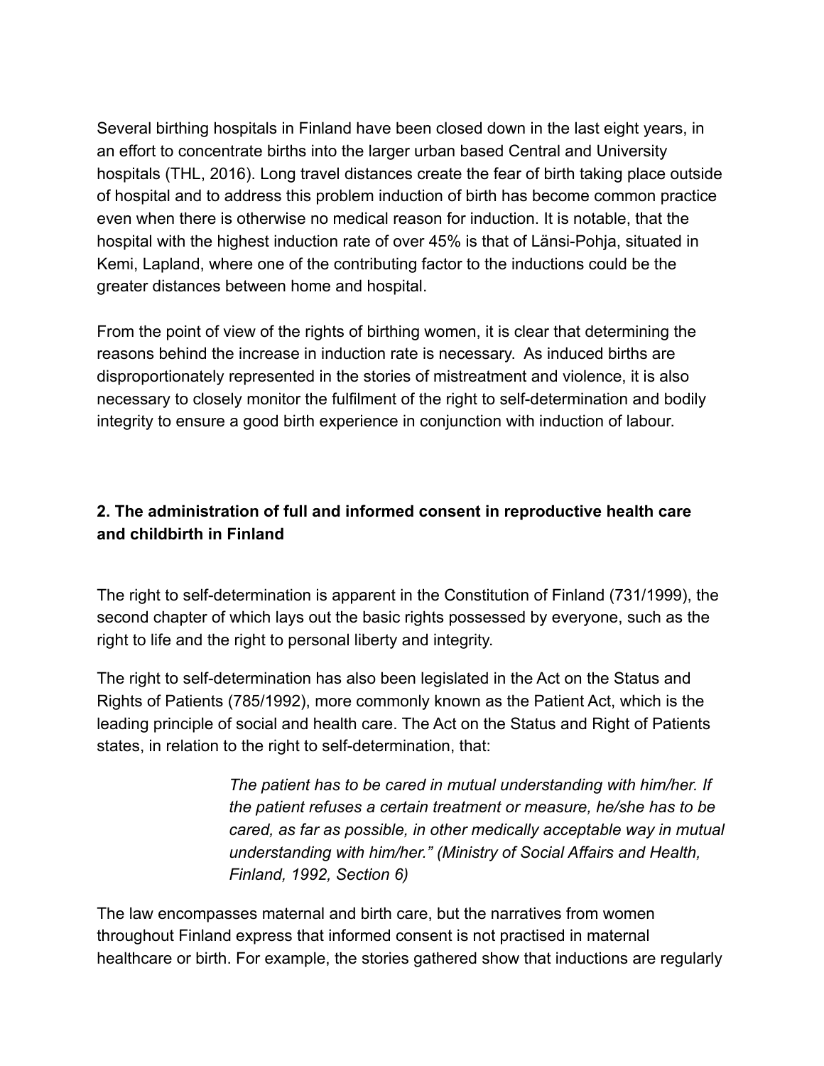Several birthing hospitals in Finland have been closed down in the last eight years, in an effort to concentrate births into the larger urban based Central and University hospitals (THL, 2016). Long travel distances create the fear of birth taking place outside of hospital and to address this problem induction of birth has become common practice even when there is otherwise no medical reason for induction. It is notable, that the hospital with the highest induction rate of over 45% is that of Länsi-Pohja, situated in Kemi, Lapland, where one of the contributing factor to the inductions could be the greater distances between home and hospital.

From the point of view of the rights of birthing women, it is clear that determining the reasons behind the increase in induction rate is necessary. As induced births are disproportionately represented in the stories of mistreatment and violence, it is also necessary to closely monitor the fulfilment of the right to self-determination and bodily integrity to ensure a good birth experience in conjunction with induction of labour.

## 2. The administration of full and informed consent in reproductive health care and childbirth in Finland

The right to self-determination is apparent in the Constitution of Finland (731/1999), the second chapter of which lays out the basic rights possessed by everyone, such as the right to life and the right to personal liberty and integrity.

The right to self-determination has also been legislated in the Act on the Status and Rights of Patients (785/1992), more commonly known as the Patient Act, which is the leading principle of social and health care. The Act on the Status and Right of Patients states, in relation to the right to self-determination, that:

> *The patient has to be cared in mutual understanding with him/her. If the patient refuses a certain treatment or measure, he/she has to be cared, as far as possible, in other medically acceptable way in mutual understanding with him/her." (Ministry of Social Affairs and Health, Finland, 1992, Section 6)*

The law encompasses maternal and birth care, but the narratives from women throughout Finland express that informed consent is not practised in maternal healthcare or birth. For example, the stories gathered show that inductions are regularly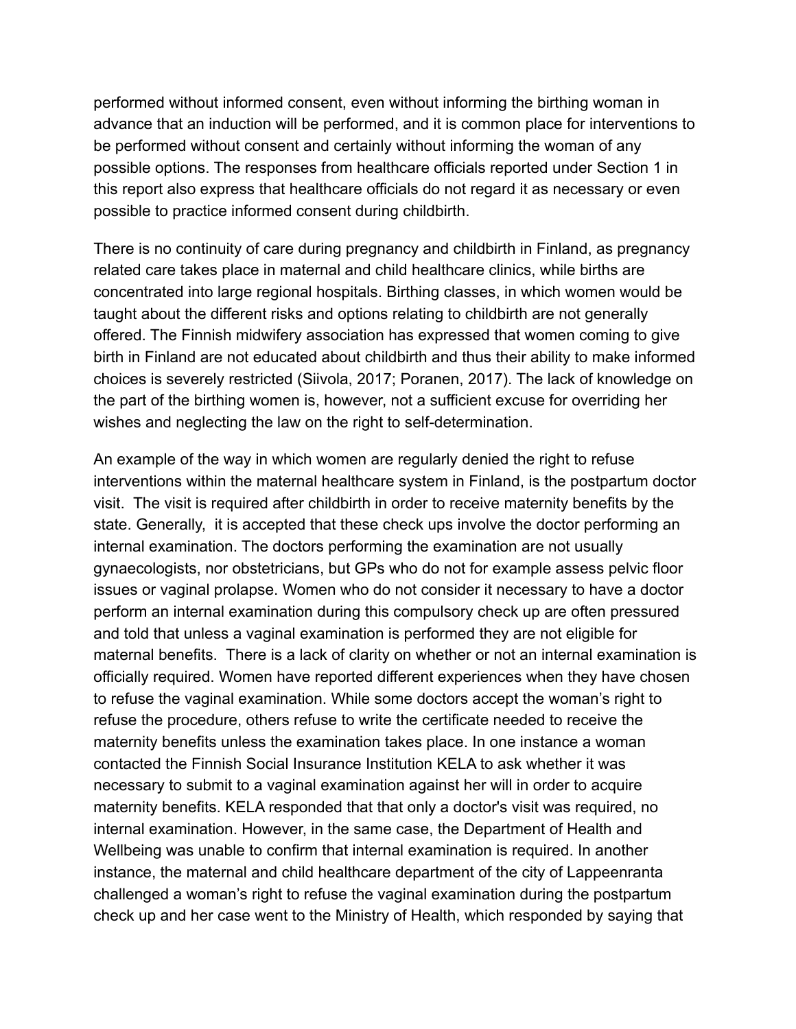performed without informed consent, even without informing the birthing woman in advance that an induction will be performed, and it is common place for interventions to be performed without consent and certainly without informing the woman of any possible options. The responses from healthcare officials reported under Section 1 in this report also express that healthcare officials do not regard it as necessary or even possible to practice informed consent during childbirth.

There is no continuity of care during pregnancy and childbirth in Finland, as pregnancy related care takes place in maternal and child healthcare clinics, while births are concentrated into large regional hospitals. Birthing classes, in which women would be taught about the different risks and options relating to childbirth are not generally offered. The Finnish midwifery association has expressed that women coming to give birth in Finland are not educated about childbirth and thus their ability to make informed choices is severely restricted (Siivola, 2017; Poranen, 2017). The lack of knowledge on the part of the birthing women is, however, not a sufficient excuse for overriding her wishes and neglecting the law on the right to self-determination.

An example of the way in which women are regularly denied the right to refuse interventions within the maternal healthcare system in Finland, is the postpartum doctor visit. The visit is required after childbirth in order to receive maternity benefits by the state. Generally, it is accepted that these check ups involve the doctor performing an internal examination. The doctors performing the examination are not usually gynaecologists, nor obstetricians, but GPs who do not for example assess pelvic floor issues or vaginal prolapse. Women who do not consider it necessary to have a doctor perform an internal examination during this compulsory check up are often pressured and told that unless a vaginal examination is performed they are not eligible for maternal benefits. There is a lack of clarity on whether or not an internal examination is officially required. Women have reported different experiences when they have chosen to refuse the vaginal examination. While some doctors accept the woman's right to refuse the procedure, others refuse to write the certificate needed to receive the maternity benefits unless the examination takes place. In one instance a woman contacted the Finnish Social Insurance Institution KELA to ask whether it was necessary to submit to a vaginal examination against her will in order to acquire maternity benefits. KELA responded that that only a doctor's visit was required, no internal examination. However, in the same case, the Department of Health and Wellbeing was unable to confirm that internal examination is required. In another instance, the maternal and child healthcare department of the city of Lappeenranta challenged a woman's right to refuse the vaginal examination during the postpartum check up and her case went to the Ministry of Health, which responded by saying that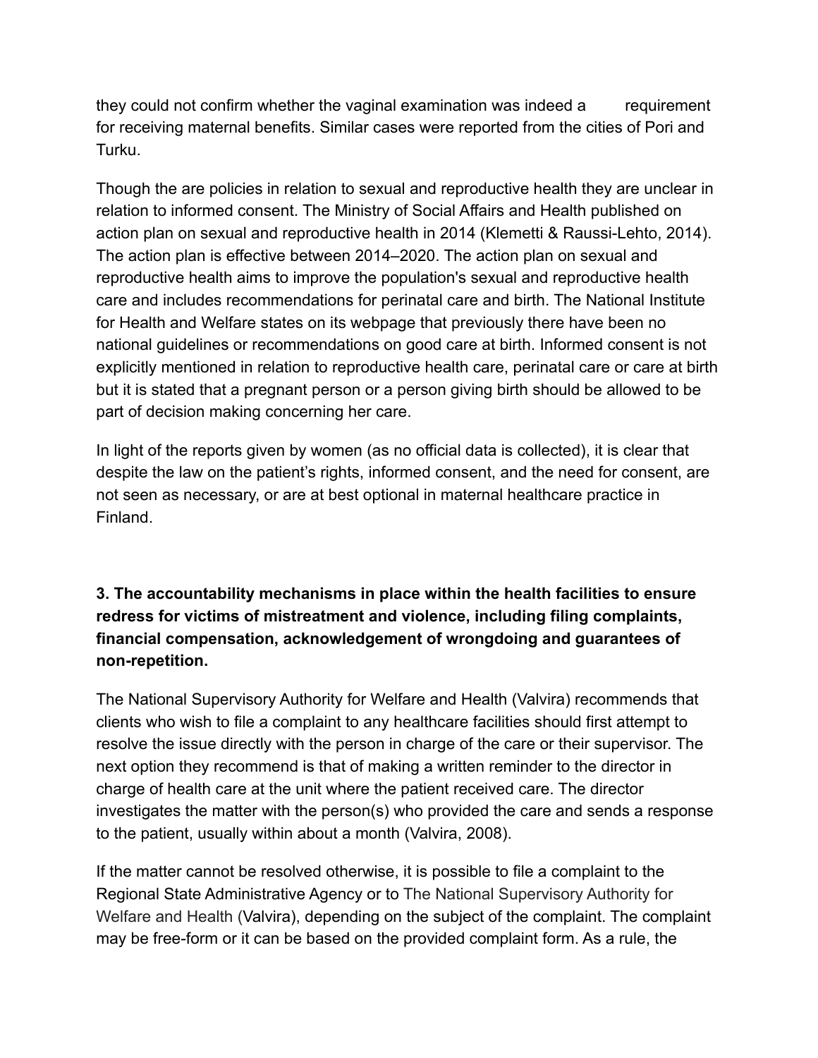they could not confirm whether the vaginal examination was indeed a requirement for receiving maternal benefits. Similar cases were reported from the cities of Pori and Turku.

Though the are policies in relation to sexual and reproductive health they are unclear in relation to informed consent. The Ministry of Social Affairs and Health published on action plan on sexual and reproductive health in 2014 (Klemetti & Raussi-Lehto, 2014). The action plan is effective between 2014–2020. The action plan on sexual and reproductive health aims to improve the population's sexual and reproductive health care and includes recommendations for perinatal care and birth. The National Institute for Health and Welfare states on its webpage that previously there have been no national guidelines or recommendations on good care at birth. Informed consent is not explicitly mentioned in relation to reproductive health care, perinatal care or care at birth but it is stated that a pregnant person or a person giving birth should be allowed to be part of decision making concerning her care.

In light of the reports given by women (as no official data is collected), it is clear that despite the law on the patient's rights, informed consent, and the need for consent, are not seen as necessary, or are at best optional in maternal healthcare practice in Finland.

**3. The accountability mechanisms in place within the health facilities to ensure redress for victims of mistreatment and violence, including filing complaints, financial compensation, acknowledgement of wrongdoing and guarantees of non-repetition.**

The National Supervisory Authority for Welfare and Health (Valvira) recommends that clients who wish to file a complaint to any healthcare facilities should first attempt to resolve the issue directly with the person in charge of the care or their supervisor. The next option they recommend is that of making a written reminder to the director in charge of health care at the unit where the patient received care. The director investigates the matter with the person(s) who provided the care and sends a response to the patient, usually within about a month (Valvira, 2008).

If the matter cannot be resolved otherwise, it is possible to file a complaint to the Regional State Administrative Agency or to The National Supervisory Authority for Welfare and Health (Valvira), depending on the subject of the complaint. The complaint may be free-form or it can be based on the provided complaint form. As a rule, the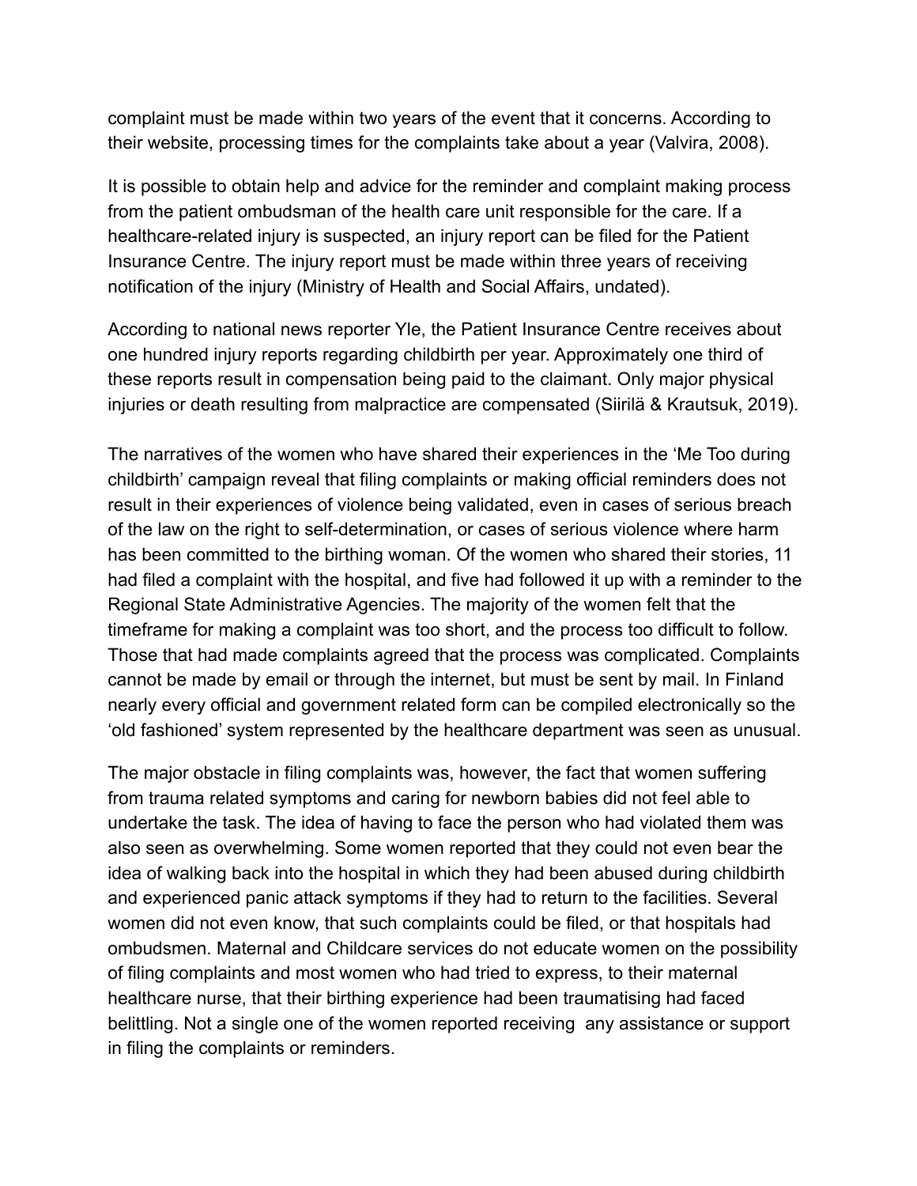complaint must be made within two years of the event that it concerns. According to their website, processing times for the complaints take about a year (Valvira, 2008).

It is possible to obtain help and advice for the reminder and complaint making process from the patient ombudsman of the health care unit responsible for the care. If a healthcare-related injury is suspected, an injury report can be filed for the Patient Insurance Centre. The injury report must be made within three years of receiving notification of the injury (Ministry of Health and Social Affairs, undated).

According to national news reporter Yle, the Patient Insurance Centre receives about one hundred injury reports regarding childbirth per year. Approximately one third of these reports result in compensation being paid to the claimant. Only major physical injuries or death resulting from malpractice are compensated (Siirilä & Krautsuk, 2019).

The narratives of the women who have shared their experiences in the 'Me Too during childbirth' campaign reveal that filing complaints or making official reminders does not result in their experiences of violence being validated, even in cases of serious breach of the law on the right to self-determination, or cases of serious violence where harm has been committed to the birthing woman. Of the women who shared their stories, 11 had filed a complaint with the hospital, and five had followed it up with a reminder to the Regional State Administrative Agencies. The majority of the women felt that the timeframe for making a complaint was too short, and the process too difficult to follow. Those that had made complaints agreed that the process was complicated. Complaints cannot be made by email or through the internet, but must be sent by mail. In Finland nearly every official and government related form can be compiled electronically so the 'old fashioned' system represented by the healthcare department was seen as unusual.

The major obstacle in filing complaints was, however, the fact that women suffering from trauma related symptoms and caring for newborn babies did not feel able to undertake the task. The idea of having to face the person who had violated them was also seen as overwhelming. Some women reported that they could not even bear the idea of walking back into the hospital in which they had been abused during childbirth and experienced panic attack symptoms if they had to return to the facilities. Several women did not even know, that such complaints could be filed, or that hospitals had ombudsmen. Maternal and Childcare services do not educate women on the possibility of filing complaints and most women who had tried to express, to their maternal healthcare nurse, that their birthing experience had been traumatising had faced belittling. Not a single one of the women reported receiving any assistance or support in filing the complaints or reminders.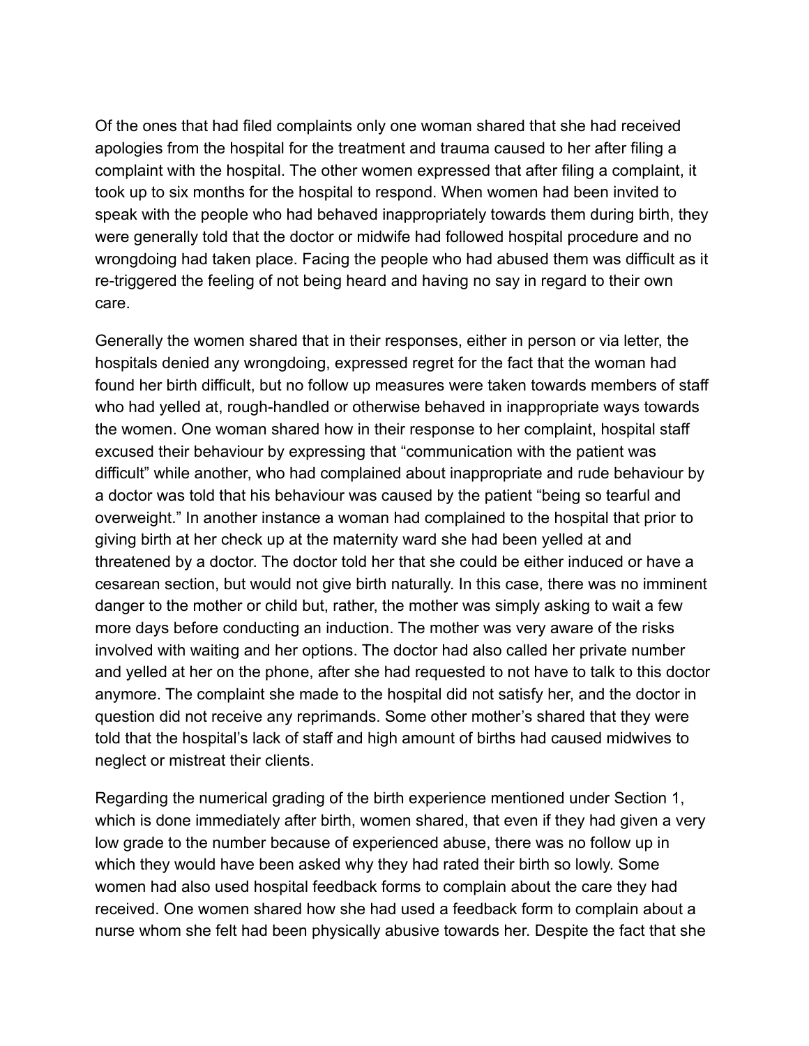Of the ones that had filed complaints only one woman shared that she had received apologies from the hospital for the treatment and trauma caused to her after filing a complaint with the hospital. The other women expressed that after filing a complaint, it took up to six months for the hospital to respond. When women had been invited to speak with the people who had behaved inappropriately towards them during birth, they were generally told that the doctor or midwife had followed hospital procedure and no wrongdoing had taken place. Facing the people who had abused them was difficult as it re-triggered the feeling of not being heard and having no say in regard to their own care.

Generally the women shared that in their responses, either in person or via letter, the hospitals denied any wrongdoing, expressed regret for the fact that the woman had found her birth difficult, but no follow up measures were taken towards members of staff who had yelled at, rough-handled or otherwise behaved in inappropriate ways towards the women. One woman shared how in their response to her complaint, hospital staff excused their behaviour by expressing that "communication with the patient was difficult" while another, who had complained about inappropriate and rude behaviour by a doctor was told that his behaviour was caused by the patient "being so tearful and overweight." In another instance a woman had complained to the hospital that prior to giving birth at her check up at the maternity ward she had been yelled at and threatened by a doctor. The doctor told her that she could be either induced or have a cesarean section, but would not give birth naturally. In this case, there was no imminent danger to the mother or child but, rather, the mother was simply asking to wait a few more days before conducting an induction. The mother was very aware of the risks involved with waiting and her options. The doctor had also called her private number and yelled at her on the phone, after she had requested to not have to talk to this doctor anymore. The complaint she made to the hospital did not satisfy her, and the doctor in question did not receive any reprimands. Some other mother's shared that they were told that the hospital's lack of staff and high amount of births had caused midwives to neglect or mistreat their clients.

Regarding the numerical grading of the birth experience mentioned under Section 1, which is done immediately after birth, women shared, that even if they had given a very low grade to the number because of experienced abuse, there was no follow up in which they would have been asked why they had rated their birth so lowly. Some women had also used hospital feedback forms to complain about the care they had received. One women shared how she had used a feedback form to complain about a nurse whom she felt had been physically abusive towards her. Despite the fact that she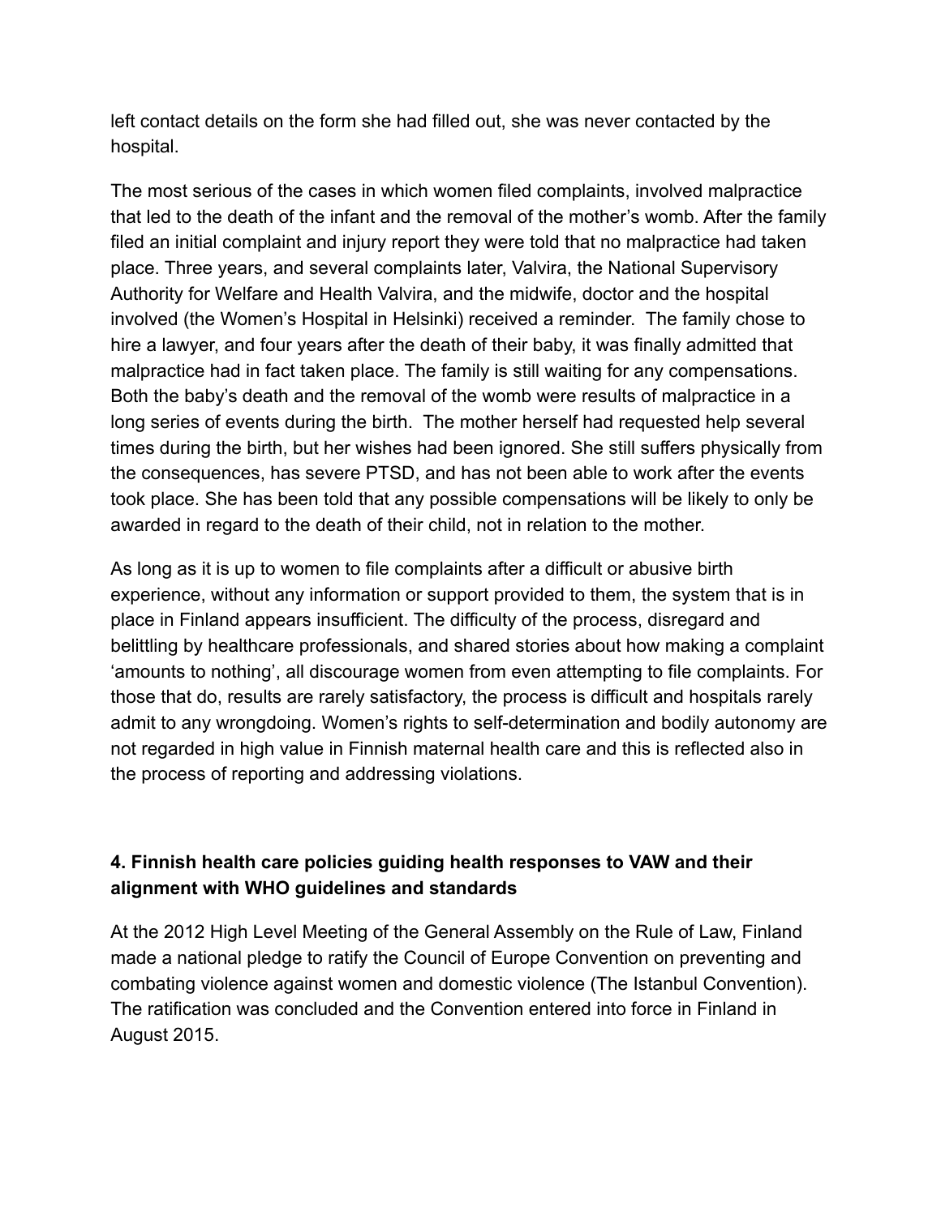left contact details on the form she had filled out, she was never contacted by the hospital.

The most serious of the cases in which women filed complaints, involved malpractice that led to the death of the infant and the removal of the mother's womb. After the family filed an initial complaint and injury report they were told that no malpractice had taken place. Three years, and several complaints later, Valvira, the National Supervisory Authority for Welfare and Health Valvira, and the midwife, doctor and the hospital involved (the Women's Hospital in Helsinki) received a reminder. The family chose to hire a lawyer, and four years after the death of their baby, it was finally admitted that malpractice had in fact taken place. The family is still waiting for any compensations. Both the baby's death and the removal of the womb were results of malpractice in a long series of events during the birth. The mother herself had requested help several times during the birth, but her wishes had been ignored. She still suffers physically from the consequences, has severe PTSD, and has not been able to work after the events took place. She has been told that any possible compensations will be likely to only be awarded in regard to the death of their child, not in relation to the mother.

As long as it is up to women to file complaints after a difficult or abusive birth experience, without any information or support provided to them, the system that is in place in Finland appears insufficient. The difficulty of the process, disregard and belittling by healthcare professionals, and shared stories about how making a complaint 'amounts to nothing', all discourage women from even attempting to file complaints. For those that do, results are rarely satisfactory, the process is difficult and hospitals rarely admit to any wrongdoing. Women's rights to self-determination and bodily autonomy are not regarded in high value in Finnish maternal health care and this is reflected also in the process of reporting and addressing violations.

## 4. Finnish health care policies guiding health responses to VAW and their alignment with WHO guidelines and standards

At the 2012 High Level Meeting of the General Assembly on the Rule of Law, Finland made a national pledge to ratify the Council of Europe Convention on preventing and combating violence against women and domestic violence (The Istanbul Convention). The ratification was concluded and the Convention entered into force in Finland in August 2015.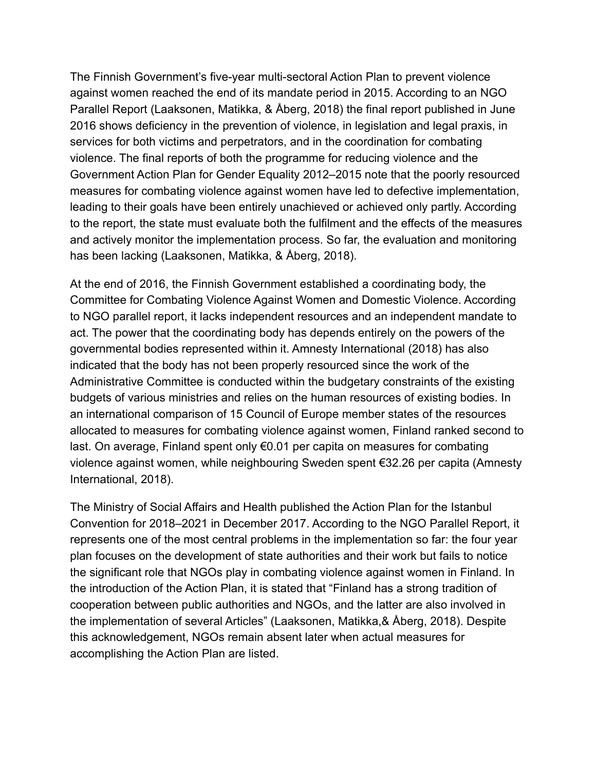The Finnish Government's five-year multi-sectoral Action Plan to prevent violence against women reached the end of its mandate period in 2015. According to an NGO Parallel Report (Laaksonen, Matikka, & Åberg, 2018) the final report published in June 2016 shows deficiency in the prevention of violence, in legislation and legal praxis, in services for both victims and perpetrators, and in the coordination for combating violence. The final reports of both the programme for reducing violence and the Government Action Plan for Gender Equality 2012–2015 note that the poorly resourced measures for combating violence against women have led to defective implementation, leading to their goals have been entirely unachieved or achieved only partly. According to the report, the state must evaluate both the fulfilment and the effects of the measures and actively monitor the implementation process. So far, the evaluation and monitoring has been lacking (Laaksonen, Matikka, & Åberg, 2018).

At the end of 2016, the Finnish Government established a coordinating body, the Committee for Combating Violence Against Women and Domestic Violence. According to NGO parallel report, it lacks independent resources and an independent mandate to act. The power that the coordinating body has depends entirely on the powers of the governmental bodies represented within it. Amnesty International (2018) has also indicated that the body has not been properly resourced since the work of the Administrative Committee is conducted within the budgetary constraints of the existing budgets of various ministries and relies on the human resources of existing bodies. In an international comparison of 15 Council of Europe member states of the resources allocated to measures for combating violence against women, Finland ranked second to last. On average, Finland spent only €0.01 per capita on measures for combating violence against women, while neighbouring Sweden spent €32.26 per capita (Amnesty International, 2018).

The Ministry of Social Affairs and Health published the Action Plan for the Istanbul Convention for 2018–2021 in December 2017. According to the NGO Parallel Report, it represents one of the most central problems in the implementation so far: the four year plan focuses on the development of state authorities and their work but fails to notice the significant role that NGOs play in combating violence against women in Finland. In the introduction of the Action Plan, it is stated that "Finland has a strong tradition of cooperation between public authorities and NGOs, and the latter are also involved in the implementation of several Articles" (Laaksonen, Matikka,& Åberg, 2018). Despite this acknowledgement, NGOs remain absent later when actual measures for accomplishing the Action Plan are listed.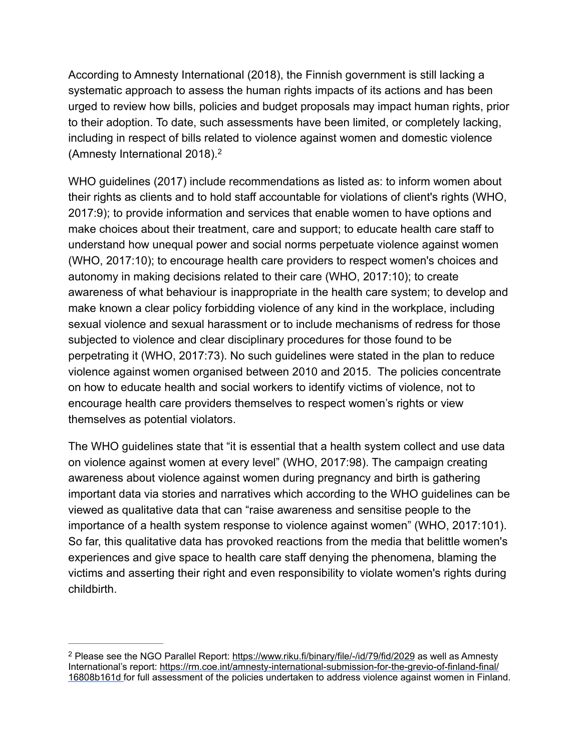According to Amnesty International (2018), the Finnish government is still lacking a systematic approach to assess the human rights impacts of its actions and has been urged to review how bills, policies and budget proposals may impact human rights, prior to their adoption. To date, such assessments have been limited, or completely lacking, including in respect of bills related to violence against women and domestic violence (Amnesty International 2018).[2]

WHO guidelines (2017) include recommendations as listed as: to inform women about their rights as clients and to hold staff accountable for violations of client's rights (WHO, 2017:9); to provide information and services that enable women to have options and make choices about their treatment, care and support; to educate health care staff to understand how unequal power and social norms perpetuate violence against women (WHO, 2017:10); to encourage health care providers to respect women's choices and autonomy in making decisions related to their care (WHO, 2017:10); to create awareness of what behaviour is inappropriate in the health care system; to develop and make known a clear policy forbidding violence of any kind in the workplace, including sexual violence and sexual harassment or to include mechanisms of redress for those subjected to violence and clear disciplinary procedures for those found to be perpetrating it (WHO, 2017:73). No such guidelines were stated in the plan to reduce violence against women organised between 2010 and 2015. The policies concentrate on how to educate health and social workers to identify victims of violence, not to encourage health care providers themselves to respect women's rights or view themselves as potential violators.

The WHO guidelines state that "it is essential that a health system collect and use data on violence against women at every level" (WHO, 2017:98). The campaign creating awareness about violence against women during pregnancy and birth is gathering important data via stories and narratives which according to the WHO guidelines can be viewed as qualitative data that can "raise awareness and sensitise people to the importance of a health system response to violence against women" (WHO, 2017:101). So far, this qualitative data has provoked reactions from the media that belittle women's experiences and give space to health care staff denying the phenomena, blaming the victims and asserting their right and even responsibility to violate women's rights during childbirth.

---

[2] Please see the NGO Parallel Report: https://www.riku.fi/binary/file/-/id/79/fid/2029 as well as Amnesty International's report: https://rm.coe.int/amnesty-international-submission-for-the-grevio-of-finland-final/16808b161d for full assessment of the policies undertaken to address violence against women in Finland.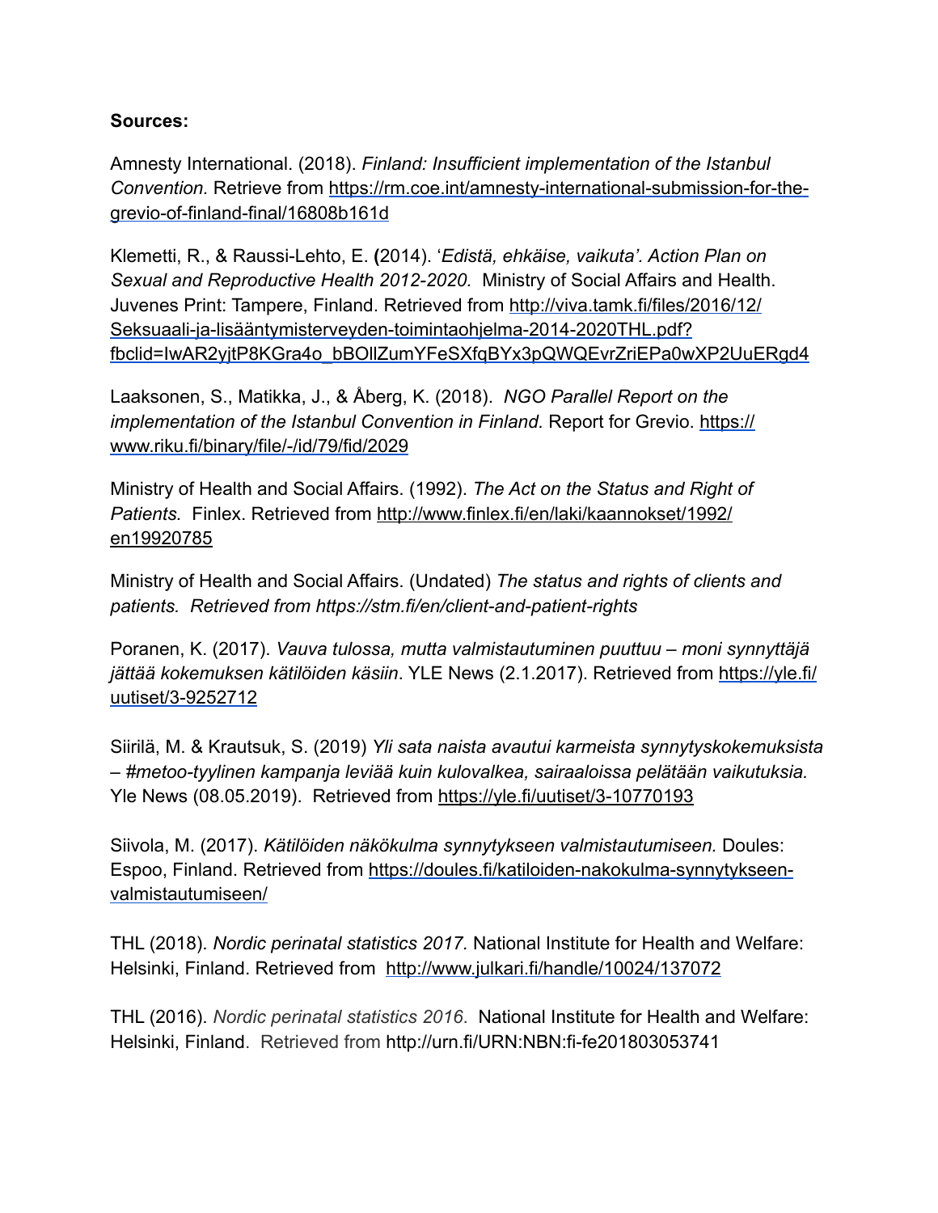**Sources:**

Amnesty International. (2018). *Finland: Insufficient implementation of the Istanbul Convention.* Retrieve from https://rm.coe.int/amnesty-international-submission-for-the-grevio-of-finland-final/16808b161d

Klemetti, R., & Raussi-Lehto, E. **(**2014). '*Edistä, ehkäise, vaikuta'. Action Plan on Sexual and Reproductive Health 2012-2020.* Ministry of Social Affairs and Health. Juvenes Print: Tampere, Finland. Retrieved from http://viva.tamk.fi/files/2016/12/Seksuaali-ja-lisääntymisterveyden-toimintaohjelma-2014-2020THL.pdf?fbclid=IwAR2yjtP8KGra4o_bBOllZumYFeSXfqBYx3pQWQEvrZriEPa0wXP2UuERgd4

Laaksonen, S., Matikka, J., & Åberg, K. (2018). *NGO Parallel Report on the implementation of the Istanbul Convention in Finland.* Report for Grevio. https://www.riku.fi/binary/file/-/id/79/fid/2029

Ministry of Health and Social Affairs. (1992). *The Act on the Status and Right of Patients.* Finlex. Retrieved from http://www.finlex.fi/en/laki/kaannokset/1992/en19920785

Ministry of Health and Social Affairs. (Undated) *The status and rights of clients and patients. Retrieved from https://stm.fi/en/client-and-patient-rights*

Poranen, K. (2017). *Vauva tulossa, mutta valmistautuminen puuttuu – moni synnyttäjä jättää kokemuksen kätilöiden käsiin*. YLE News (2.1.2017). Retrieved from https://yle.fi/uutiset/3-9252712

Siirilä, M. & Krautsuk, S. (2019) *Yli sata naista avautui karmeista synnytyskokemuksista – #metoo-tyylinen kampanja leviää kuin kulovalkea, sairaaloissa pelätään vaikutuksia.* Yle News (08.05.2019). Retrieved from https://yle.fi/uutiset/3-10770193

Siivola, M. (2017). *Kätilöiden näkökulma synnytykseen valmistautumiseen.* Doules: Espoo, Finland. Retrieved from https://doules.fi/katiloiden-nakokulma-synnytykseen-valmistautumiseen/

THL (2018). *Nordic perinatal statistics 2017.* National Institute for Health and Welfare: Helsinki, Finland. Retrieved from http://www.julkari.fi/handle/10024/137072

THL (2016). *Nordic perinatal statistics 2016*. National Institute for Health and Welfare: Helsinki, Finland. Retrieved from http://urn.fi/URN:NBN:fi-fe201803053741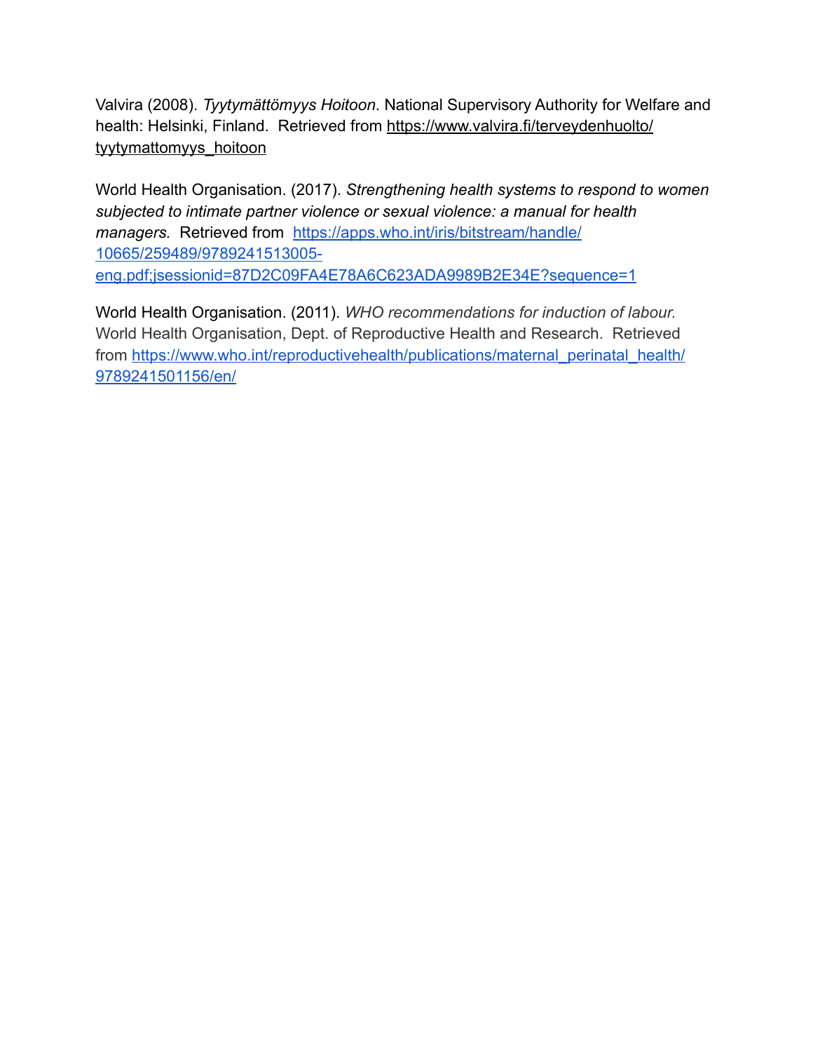Valvira (2008). *Tyytymättömyys Hoitoon*. National Supervisory Authority for Welfare and health: Helsinki, Finland. Retrieved from https://www.valvira.fi/terveydenhuolto/tyytymattomyys_hoitoon

World Health Organisation. (2017). *Strengthening health systems to respond to women subjected to intimate partner violence or sexual violence: a manual for health managers.* Retrieved from https://apps.who.int/iris/bitstream/handle/10665/259489/9789241513005-eng.pdf;jsessionid=87D2C09FA4E78A6C623ADA9989B2E34E?sequence=1

World Health Organisation. (2011). *WHO recommendations for induction of labour.* World Health Organisation, Dept. of Reproductive Health and Research. Retrieved from https://www.who.int/reproductivehealth/publications/maternal_perinatal_health/9789241501156/en/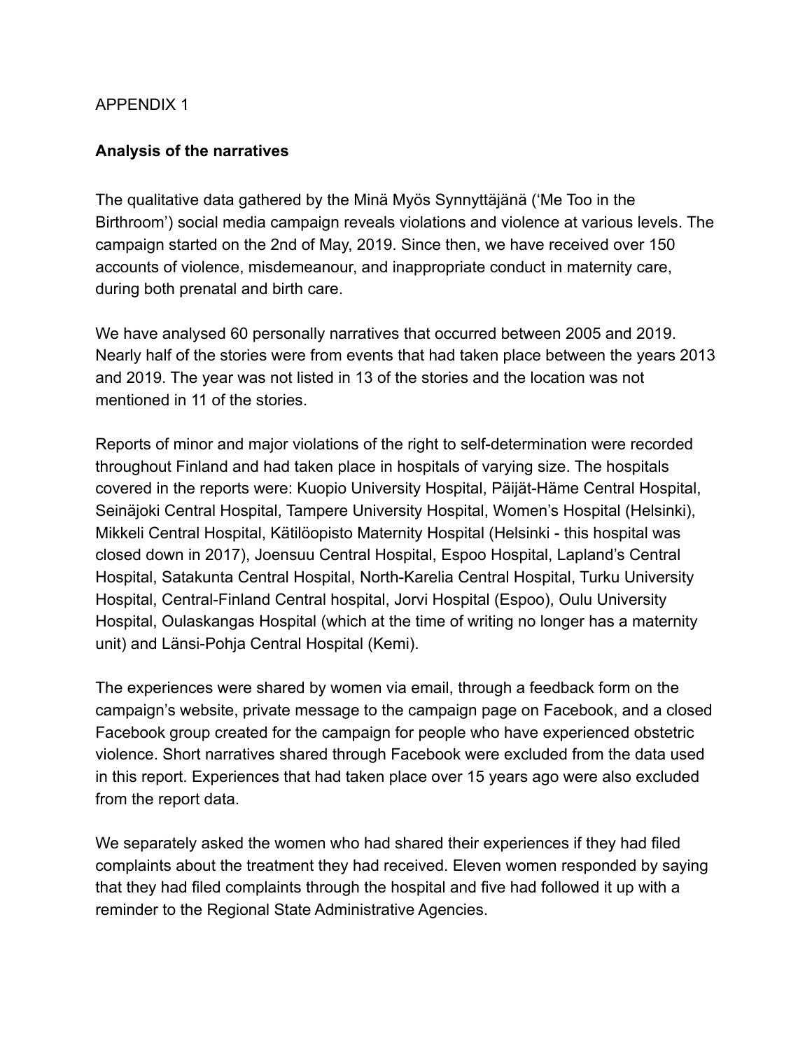APPENDIX 1

**Analysis of the narratives**

The qualitative data gathered by the Minä Myös Synnyttäjänä ('Me Too in the Birthroom') social media campaign reveals violations and violence at various levels. The campaign started on the 2nd of May, 2019. Since then, we have received over 150 accounts of violence, misdemeanour, and inappropriate conduct in maternity care, during both prenatal and birth care.

We have analysed 60 personally narratives that occurred between 2005 and 2019. Nearly half of the stories were from events that had taken place between the years 2013 and 2019. The year was not listed in 13 of the stories and the location was not mentioned in 11 of the stories.

Reports of minor and major violations of the right to self-determination were recorded throughout Finland and had taken place in hospitals of varying size. The hospitals covered in the reports were: Kuopio University Hospital, Päijät-Häme Central Hospital, Seinäjoki Central Hospital, Tampere University Hospital, Women's Hospital (Helsinki), Mikkeli Central Hospital, Kätilöopisto Maternity Hospital (Helsinki - this hospital was closed down in 2017), Joensuu Central Hospital, Espoo Hospital, Lapland's Central Hospital, Satakunta Central Hospital, North-Karelia Central Hospital, Turku University Hospital, Central-Finland Central hospital, Jorvi Hospital (Espoo), Oulu University Hospital, Oulaskangas Hospital (which at the time of writing no longer has a maternity unit) and Länsi-Pohja Central Hospital (Kemi).

The experiences were shared by women via email, through a feedback form on the campaign's website, private message to the campaign page on Facebook, and a closed Facebook group created for the campaign for people who have experienced obstetric violence. Short narratives shared through Facebook were excluded from the data used in this report. Experiences that had taken place over 15 years ago were also excluded from the report data.

We separately asked the women who had shared their experiences if they had filed complaints about the treatment they had received. Eleven women responded by saying that they had filed complaints through the hospital and five had followed it up with a reminder to the Regional State Administrative Agencies.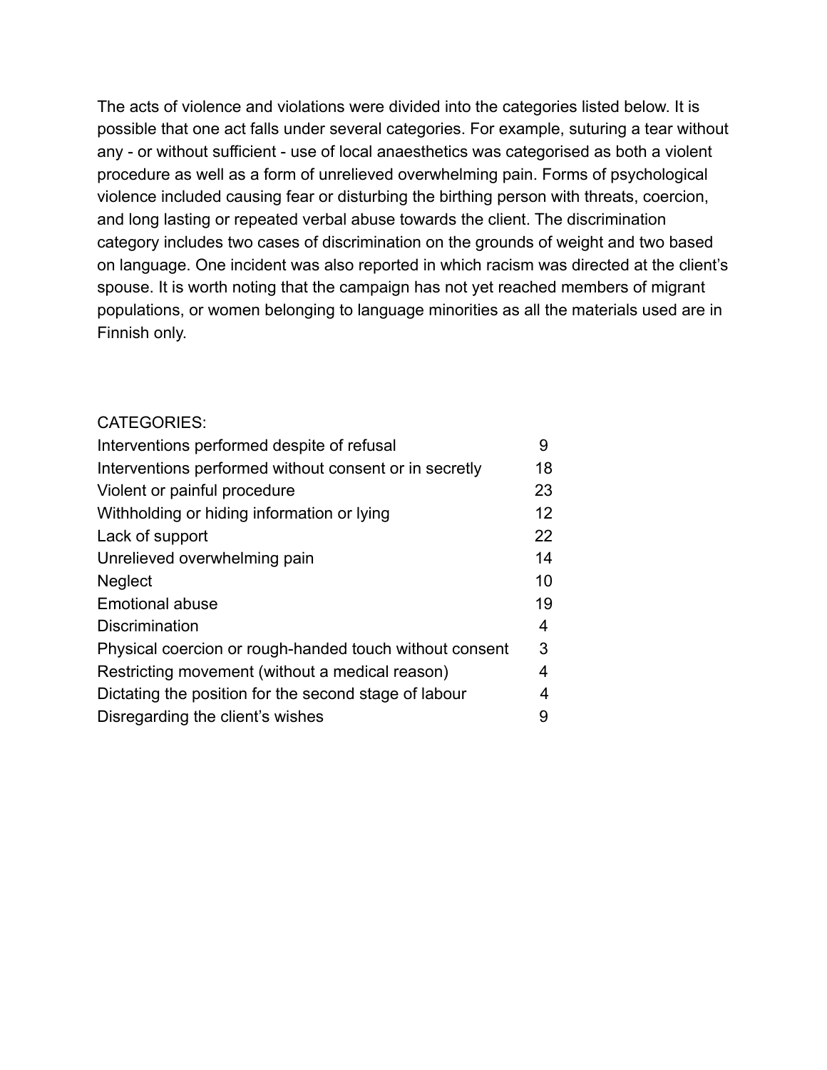The acts of violence and violations were divided into the categories listed below. It is possible that one act falls under several categories. For example, suturing a tear without any - or without sufficient - use of local anaesthetics was categorised as both a violent procedure as well as a form of unrelieved overwhelming pain. Forms of psychological violence included causing fear or disturbing the birthing person with threats, coercion, and long lasting or repeated verbal abuse towards the client. The discrimination category includes two cases of discrimination on the grounds of weight and two based on language. One incident was also reported in which racism was directed at the client's spouse. It is worth noting that the campaign has not yet reached members of migrant populations, or women belonging to language minorities as all the materials used are in Finnish only.

CATEGORIES:

| | |
|---|---|
| Interventions performed despite of refusal | 9 |
| Interventions performed without consent or in secretly | 18 |
| Violent or painful procedure | 23 |
| Withholding or hiding information or lying | 12 |
| Lack of support | 22 |
| Unrelieved overwhelming pain | 14 |
| Neglect | 10 |
| Emotional abuse | 19 |
| Discrimination | 4 |
| Physical coercion or rough-handed touch without consent | 3 |
| Restricting movement (without a medical reason) | 4 |
| Dictating the position for the second stage of labour | 4 |
| Disregarding the client's wishes | 9 |